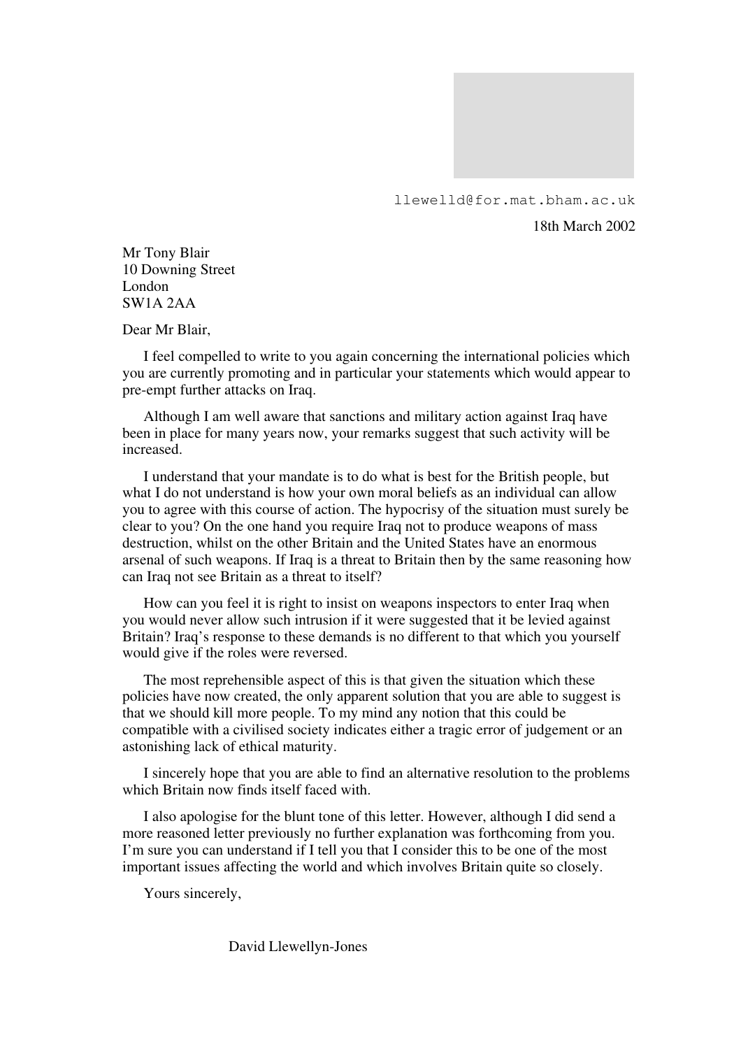llewelld@for.mat.bham.ac.uk

18th March 2002

Mr Tony Blair
10 Downing Street
London
SW1A 2AA

Dear Mr Blair,

I feel compelled to write to you again concerning the international policies which you are currently promoting and in particular your statements which would appear to pre-empt further attacks on Iraq.

Although I am well aware that sanctions and military action against Iraq have been in place for many years now, your remarks suggest that such activity will be increased.

I understand that your mandate is to do what is best for the British people, but what I do not understand is how your own moral beliefs as an individual can allow you to agree with this course of action. The hypocrisy of the situation must surely be clear to you? On the one hand you require Iraq not to produce weapons of mass destruction, whilst on the other Britain and the United States have an enormous arsenal of such weapons. If Iraq is a threat to Britain then by the same reasoning how can Iraq not see Britain as a threat to itself?

How can you feel it is right to insist on weapons inspectors to enter Iraq when you would never allow such intrusion if it were suggested that it be levied against Britain? Iraq's response to these demands is no different to that which you yourself would give if the roles were reversed.

The most reprehensible aspect of this is that given the situation which these policies have now created, the only apparent solution that you are able to suggest is that we should kill more people. To my mind any notion that this could be compatible with a civilised society indicates either a tragic error of judgement or an astonishing lack of ethical maturity.

I sincerely hope that you are able to find an alternative resolution to the problems which Britain now finds itself faced with.

I also apologise for the blunt tone of this letter. However, although I did send a more reasoned letter previously no further explanation was forthcoming from you. I'm sure you can understand if I tell you that I consider this to be one of the most important issues affecting the world and which involves Britain quite so closely.

Yours sincerely,

David Llewellyn-Jones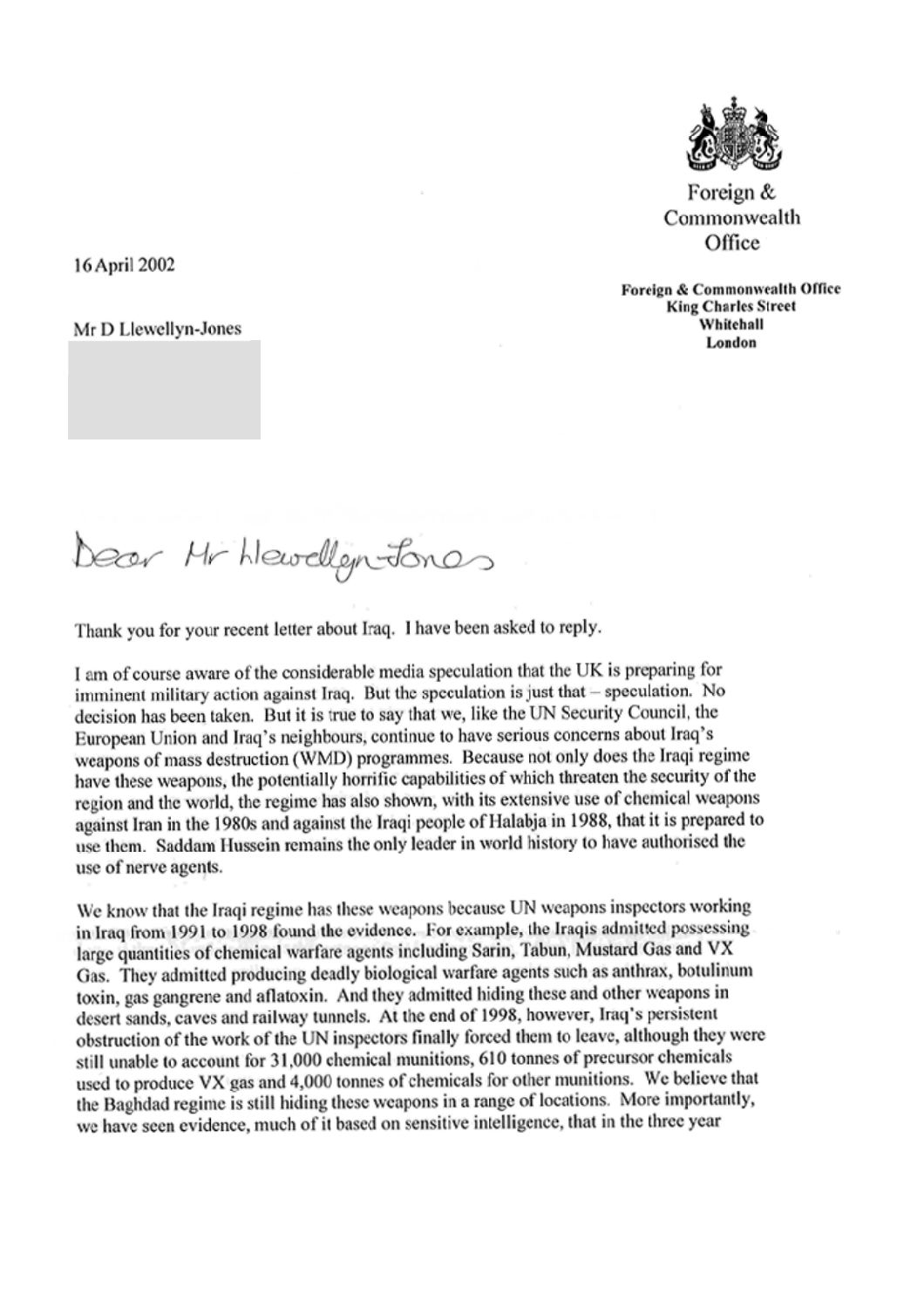Foreign & Commonwealth Office

**Foreign & Commonwealth Office**
**King Charles Street**
**Whitehall**
**London**

16 April 2002

Mr D Llewellyn-Jones

Dear Mr Llewellyn-Jones

Thank you for your recent letter about Iraq. I have been asked to reply.

I am of course aware of the considerable media speculation that the UK is preparing for imminent military action against Iraq. But the speculation is just that – speculation. No decision has been taken. But it is true to say that we, like the UN Security Council, the European Union and Iraq's neighbours, continue to have serious concerns about Iraq's weapons of mass destruction (WMD) programmes. Because not only does the Iraqi regime have these weapons, the potentially horrific capabilities of which threaten the security of the region and the world, the regime has also shown, with its extensive use of chemical weapons against Iran in the 1980s and against the Iraqi people of Halabja in 1988, that it is prepared to use them. Saddam Hussein remains the only leader in world history to have authorised the use of nerve agents.

We know that the Iraqi regime has these weapons because UN weapons inspectors working in Iraq from 1991 to 1998 found the evidence. For example, the Iraqis admitted possessing large quantities of chemical warfare agents including Sarin, Tabun, Mustard Gas and VX Gas. They admitted producing deadly biological warfare agents such as anthrax, botulinum toxin, gas gangrene and aflatoxin. And they admitted hiding these and other weapons in desert sands, caves and railway tunnels. At the end of 1998, however, Iraq's persistent obstruction of the work of the UN inspectors finally forced them to leave, although they were still unable to account for 31,000 chemical munitions, 610 tonnes of precursor chemicals used to produce VX gas and 4,000 tonnes of chemicals for other munitions. We believe that the Baghdad regime is still hiding these weapons in a range of locations. More importantly, we have seen evidence, much of it based on sensitive intelligence, that in the three year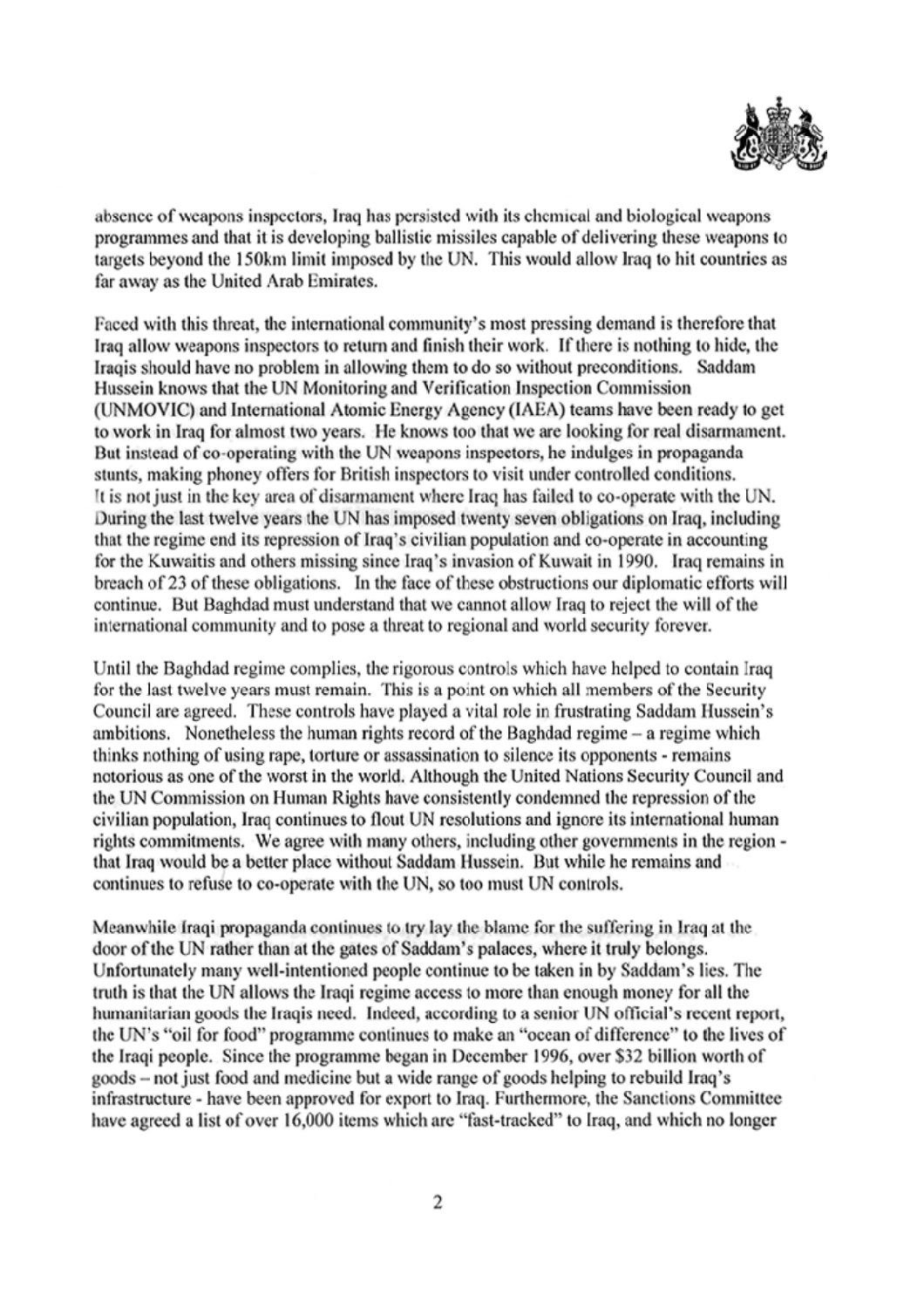absence of weapons inspectors, Iraq has persisted with its chemical and biological weapons programmes and that it is developing ballistic missiles capable of delivering these weapons to targets beyond the 150km limit imposed by the UN. This would allow Iraq to hit countries as far away as the United Arab Emirates.

Faced with this threat, the international community's most pressing demand is therefore that Iraq allow weapons inspectors to return and finish their work. If there is nothing to hide, the Iraqis should have no problem in allowing them to do so without preconditions. Saddam Hussein knows that the UN Monitoring and Verification Inspection Commission (UNMOVIC) and International Atomic Energy Agency (IAEA) teams have been ready to get to work in Iraq for almost two years. He knows too that we are looking for real disarmament. But instead of co-operating with the UN weapons inspectors, he indulges in propaganda stunts, making phoney offers for British inspectors to visit under controlled conditions. It is not just in the key area of disarmament where Iraq has failed to co-operate with the UN. During the last twelve years the UN has imposed twenty seven obligations on Iraq, including that the regime end its repression of Iraq's civilian population and co-operate in accounting for the Kuwaitis and others missing since Iraq's invasion of Kuwait in 1990. Iraq remains in breach of 23 of these obligations. In the face of these obstructions our diplomatic efforts will continue. But Baghdad must understand that we cannot allow Iraq to reject the will of the international community and to pose a threat to regional and world security forever.

Until the Baghdad regime complies, the rigorous controls which have helped to contain Iraq for the last twelve years must remain. This is a point on which all members of the Security Council are agreed. These controls have played a vital role in frustrating Saddam Hussein's ambitions. Nonetheless the human rights record of the Baghdad regime – a regime which thinks nothing of using rape, torture or assassination to silence its opponents - remains notorious as one of the worst in the world. Although the United Nations Security Council and the UN Commission on Human Rights have consistently condemned the repression of the civilian population, Iraq continues to flout UN resolutions and ignore its international human rights commitments. We agree with many others, including other governments in the region - that Iraq would be a better place without Saddam Hussein. But while he remains and continues to refuse to co-operate with the UN, so too must UN controls.

Meanwhile Iraqi propaganda continues to try lay the blame for the suffering in Iraq at the door of the UN rather than at the gates of Saddam's palaces, where it truly belongs. Unfortunately many well-intentioned people continue to be taken in by Saddam's lies. The truth is that the UN allows the Iraqi regime access to more than enough money for all the humanitarian goods the Iraqis need. Indeed, according to a senior UN official's recent report, the UN's "oil for food" programme continues to make an "ocean of difference" to the lives of the Iraqi people. Since the programme began in December 1996, over $32 billion worth of goods – not just food and medicine but a wide range of goods helping to rebuild Iraq's infrastructure - have been approved for export to Iraq. Furthermore, the Sanctions Committee have agreed a list of over 16,000 items which are "fast-tracked" to Iraq, and which no longer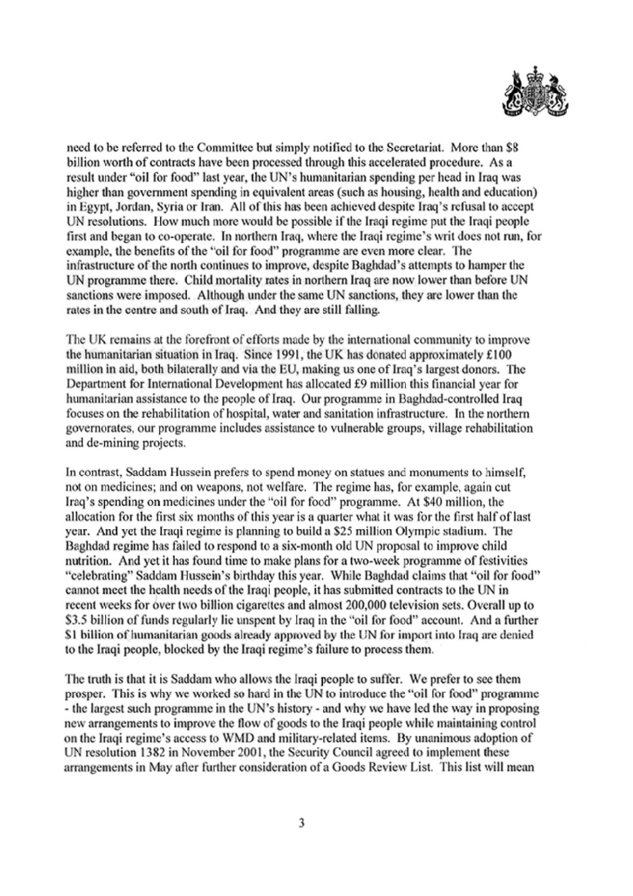need to be referred to the Committee but simply notified to the Secretariat. More than $8 billion worth of contracts have been processed through this accelerated procedure. As a result under "oil for food" last year, the UN's humanitarian spending per head in Iraq was higher than government spending in equivalent areas (such as housing, health and education) in Egypt, Jordan, Syria or Iran. All of this has been achieved despite Iraq's refusal to accept UN resolutions. How much more would be possible if the Iraqi regime put the Iraqi people first and began to co-operate. In northern Iraq, where the Iraqi regime's writ does not run, for example, the benefits of the "oil for food" programme are even more clear. The infrastructure of the north continues to improve, despite Baghdad's attempts to hamper the UN programme there. Child mortality rates in northern Iraq are now lower than before UN sanctions were imposed. Although under the same UN sanctions, they are lower than the rates in the centre and south of Iraq. And they are still falling.

The UK remains at the forefront of efforts made by the international community to improve the humanitarian situation in Iraq. Since 1991, the UK has donated approximately £100 million in aid, both bilaterally and via the EU, making us one of Iraq's largest donors. The Department for International Development has allocated £9 million this financial year for humanitarian assistance to the people of Iraq. Our programme in Baghdad-controlled Iraq focuses on the rehabilitation of hospital, water and sanitation infrastructure. In the northern governorates, our programme includes assistance to vulnerable groups, village rehabilitation and de-mining projects.

In contrast, Saddam Hussein prefers to spend money on statues and monuments to himself, not on medicines; and on weapons, not welfare. The regime has, for example, again cut Iraq's spending on medicines under the "oil for food" programme. At $40 million, the allocation for the first six months of this year is a quarter what it was for the first half of last year. And yet the Iraqi regime is planning to build a $25 million Olympic stadium. The Baghdad regime has failed to respond to a six-month old UN proposal to improve child nutrition. And yet it has found time to make plans for a two-week programme of festivities "celebrating" Saddam Hussein's birthday this year. While Baghdad claims that "oil for food" cannot meet the health needs of the Iraqi people, it has submitted contracts to the UN in recent weeks for over two billion cigarettes and almost 200,000 television sets. Overall up to $3.5 billion of funds regularly lie unspent by Iraq in the "oil for food" account. And a further $1 billion of humanitarian goods already approved by the UN for import into Iraq are denied to the Iraqi people, blocked by the Iraqi regime's failure to process them.

The truth is that it is Saddam who allows the Iraqi people to suffer. We prefer to see them prosper. This is why we worked so hard in the UN to introduce the "oil for food" programme - the largest such programme in the UN's history - and why we have led the way in proposing new arrangements to improve the flow of goods to the Iraqi people while maintaining control on the Iraqi regime's access to WMD and military-related items. By unanimous adoption of UN resolution 1382 in November 2001, the Security Council agreed to implement these arrangements in May after further consideration of a Goods Review List. This list will mean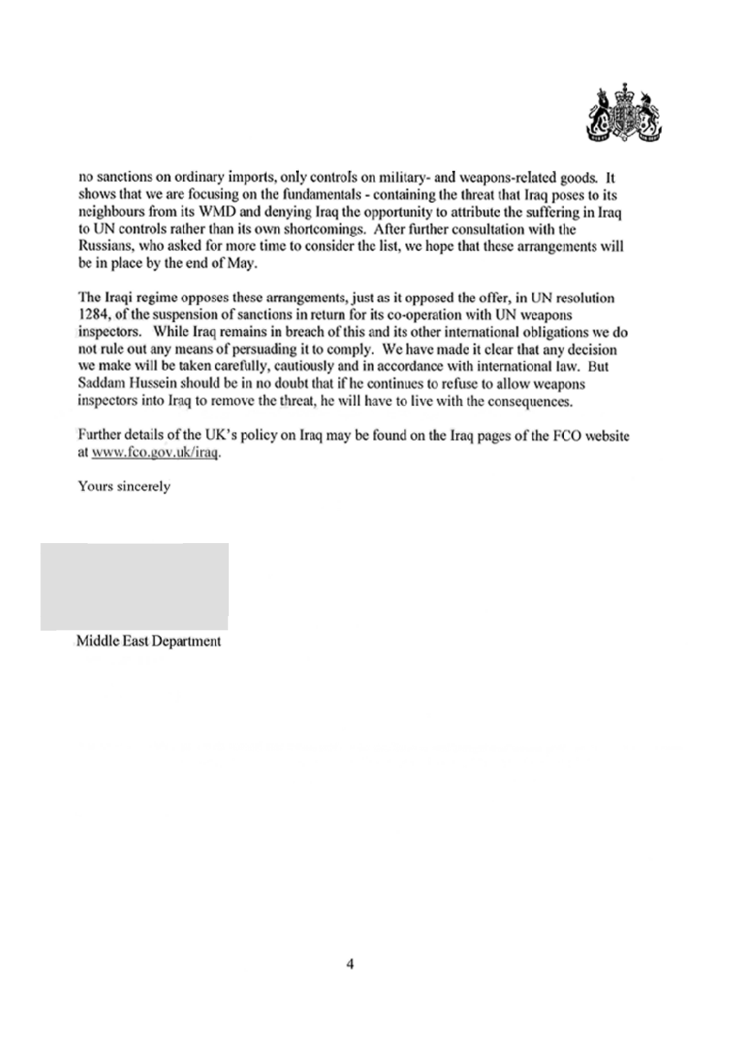no sanctions on ordinary imports, only controls on military- and weapons-related goods. It shows that we are focusing on the fundamentals - containing the threat that Iraq poses to its neighbours from its WMD and denying Iraq the opportunity to attribute the suffering in Iraq to UN controls rather than its own shortcomings. After further consultation with the Russians, who asked for more time to consider the list, we hope that these arrangements will be in place by the end of May.

The Iraqi regime opposes these arrangements, just as it opposed the offer, in UN resolution 1284, of the suspension of sanctions in return for its co-operation with UN weapons inspectors. While Iraq remains in breach of this and its other international obligations we do not rule out any means of persuading it to comply. We have made it clear that any decision we make will be taken carefully, cautiously and in accordance with international law. But Saddam Hussein should be in no doubt that if he continues to refuse to allow weapons inspectors into Iraq to remove the threat, he will have to live with the consequences.

Further details of the UK's policy on Iraq may be found on the Iraq pages of the FCO website at www.fco.gov.uk/iraq.

Yours sincerely

Middle East Department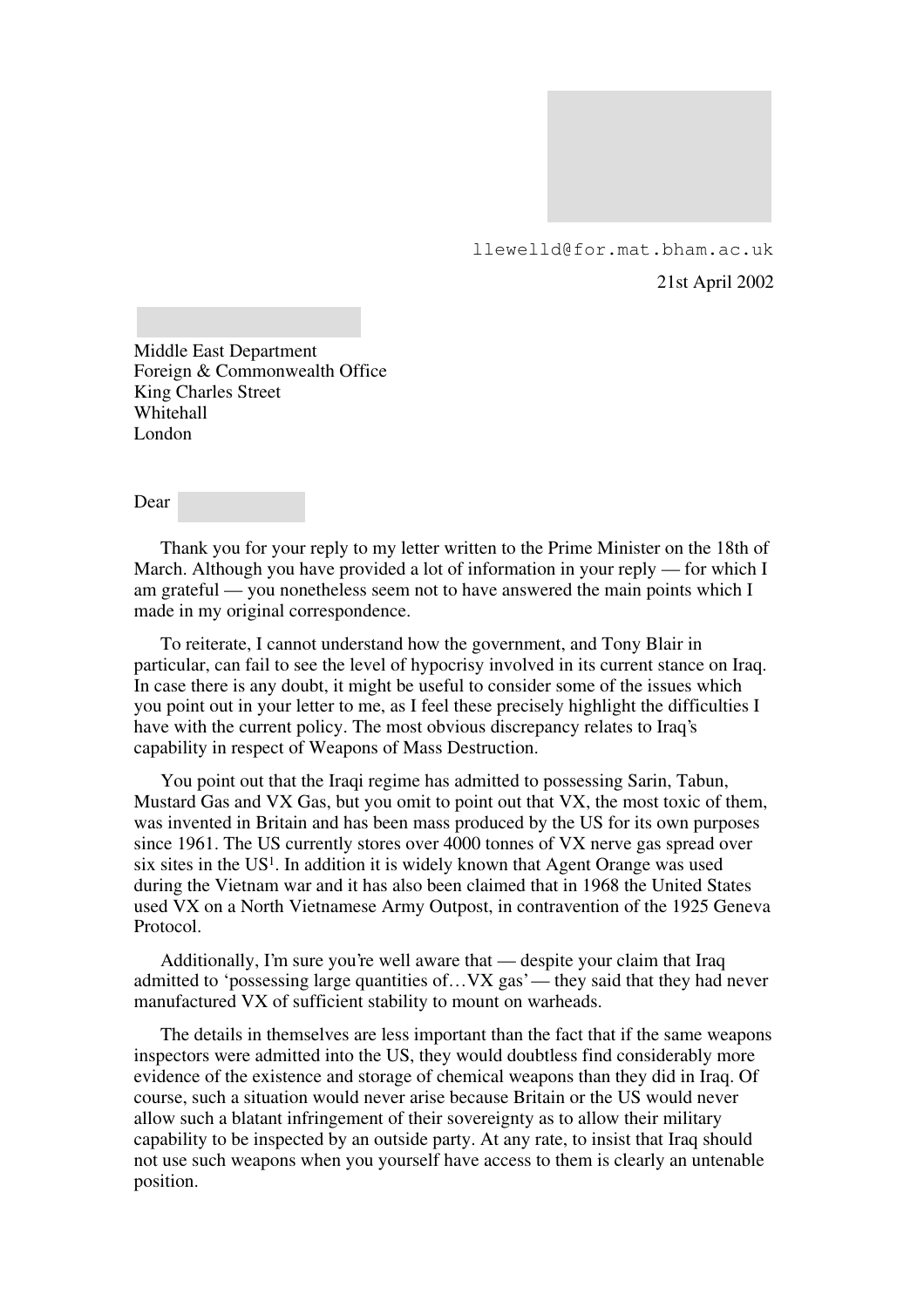llewelld@for.mat.bham.ac.uk

21st April 2002

Middle East Department
Foreign & Commonwealth Office
King Charles Street
Whitehall
London

Dear

Thank you for your reply to my letter written to the Prime Minister on the 18th of March. Although you have provided a lot of information in your reply — for which I am grateful — you nonetheless seem not to have answered the main points which I made in my original correspondence.

To reiterate, I cannot understand how the government, and Tony Blair in particular, can fail to see the level of hypocrisy involved in its current stance on Iraq. In case there is any doubt, it might be useful to consider some of the issues which you point out in your letter to me, as I feel these precisely highlight the difficulties I have with the current policy. The most obvious discrepancy relates to Iraq's capability in respect of Weapons of Mass Destruction.

You point out that the Iraqi regime has admitted to possessing Sarin, Tabun, Mustard Gas and VX Gas, but you omit to point out that VX, the most toxic of them, was invented in Britain and has been mass produced by the US for its own purposes since 1961. The US currently stores over 4000 tonnes of VX nerve gas spread over six sites in the US[1]. In addition it is widely known that Agent Orange was used during the Vietnam war and it has also been claimed that in 1968 the United States used VX on a North Vietnamese Army Outpost, in contravention of the 1925 Geneva Protocol.

Additionally, I'm sure you're well aware that — despite your claim that Iraq admitted to 'possessing large quantities of…VX gas' — they said that they had never manufactured VX of sufficient stability to mount on warheads.

The details in themselves are less important than the fact that if the same weapons inspectors were admitted into the US, they would doubtless find considerably more evidence of the existence and storage of chemical weapons than they did in Iraq. Of course, such a situation would never arise because Britain or the US would never allow such a blatant infringement of their sovereignty as to allow their military capability to be inspected by an outside party. At any rate, to insist that Iraq should not use such weapons when you yourself have access to them is clearly an untenable position.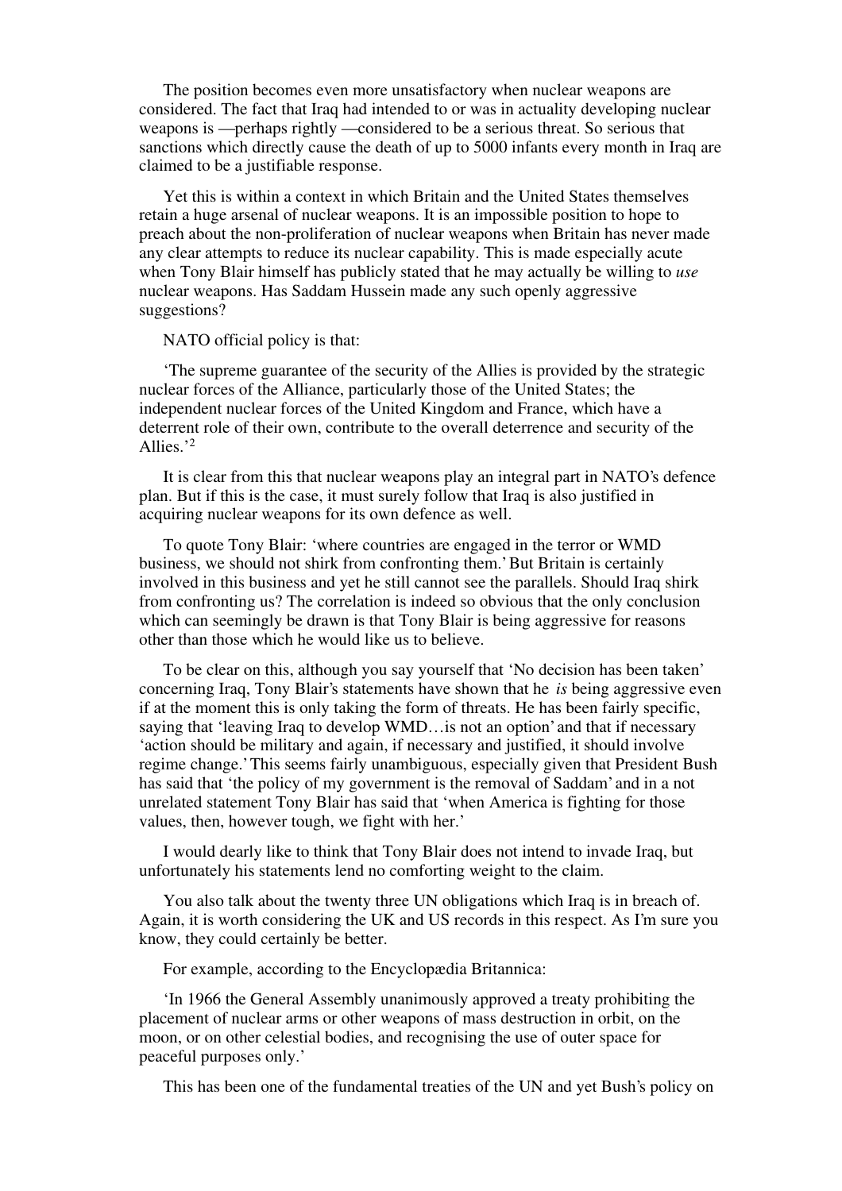The position becomes even more unsatisfactory when nuclear weapons are considered. The fact that Iraq had intended to or was in actuality developing nuclear weapons is —perhaps rightly —considered to be a serious threat. So serious that sanctions which directly cause the death of up to 5000 infants every month in Iraq are claimed to be a justifiable response.

Yet this is within a context in which Britain and the United States themselves retain a huge arsenal of nuclear weapons. It is an impossible position to hope to preach about the non-proliferation of nuclear weapons when Britain has never made any clear attempts to reduce its nuclear capability. This is made especially acute when Tony Blair himself has publicly stated that he may actually be willing to *use* nuclear weapons. Has Saddam Hussein made any such openly aggressive suggestions?

NATO official policy is that:

'The supreme guarantee of the security of the Allies is provided by the strategic nuclear forces of the Alliance, particularly those of the United States; the independent nuclear forces of the United Kingdom and France, which have a deterrent role of their own, contribute to the overall deterrence and security of the Allies.'[2]

It is clear from this that nuclear weapons play an integral part in NATO's defence plan. But if this is the case, it must surely follow that Iraq is also justified in acquiring nuclear weapons for its own defence as well.

To quote Tony Blair: 'where countries are engaged in the terror or WMD business, we should not shirk from confronting them.' But Britain is certainly involved in this business and yet he still cannot see the parallels. Should Iraq shirk from confronting us? The correlation is indeed so obvious that the only conclusion which can seemingly be drawn is that Tony Blair is being aggressive for reasons other than those which he would like us to believe.

To be clear on this, although you say yourself that 'No decision has been taken' concerning Iraq, Tony Blair's statements have shown that he *is* being aggressive even if at the moment this is only taking the form of threats. He has been fairly specific, saying that 'leaving Iraq to develop WMD…is not an option' and that if necessary 'action should be military and again, if necessary and justified, it should involve regime change.' This seems fairly unambiguous, especially given that President Bush has said that 'the policy of my government is the removal of Saddam' and in a not unrelated statement Tony Blair has said that 'when America is fighting for those values, then, however tough, we fight with her.'

I would dearly like to think that Tony Blair does not intend to invade Iraq, but unfortunately his statements lend no comforting weight to the claim.

You also talk about the twenty three UN obligations which Iraq is in breach of. Again, it is worth considering the UK and US records in this respect. As I'm sure you know, they could certainly be better.

For example, according to the Encyclopædia Britannica:

'In 1966 the General Assembly unanimously approved a treaty prohibiting the placement of nuclear arms or other weapons of mass destruction in orbit, on the moon, or on other celestial bodies, and recognising the use of outer space for peaceful purposes only.'

This has been one of the fundamental treaties of the UN and yet Bush's policy on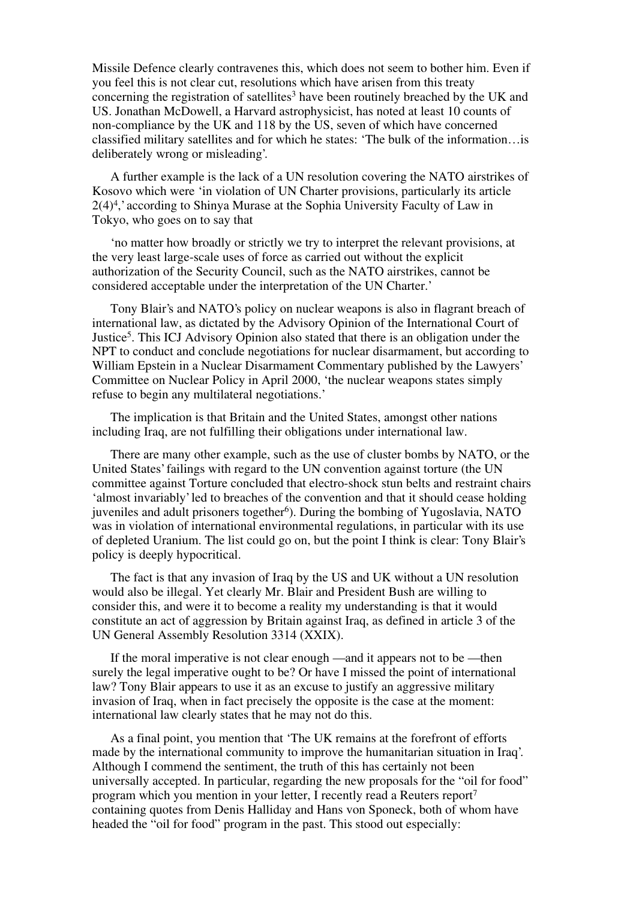Missile Defence clearly contravenes this, which does not seem to bother him. Even if you feel this is not clear cut, resolutions which have arisen from this treaty concerning the registration of satellites[3] have been routinely breached by the UK and US. Jonathan McDowell, a Harvard astrophysicist, has noted at least 10 counts of non-compliance by the UK and 118 by the US, seven of which have concerned classified military satellites and for which he states: 'The bulk of the information…is deliberately wrong or misleading'.

A further example is the lack of a UN resolution covering the NATO airstrikes of Kosovo which were 'in violation of UN Charter provisions, particularly its article 2(4)[4],' according to Shinya Murase at the Sophia University Faculty of Law in Tokyo, who goes on to say that

'no matter how broadly or strictly we try to interpret the relevant provisions, at the very least large-scale uses of force as carried out without the explicit authorization of the Security Council, such as the NATO airstrikes, cannot be considered acceptable under the interpretation of the UN Charter.'

Tony Blair's and NATO's policy on nuclear weapons is also in flagrant breach of international law, as dictated by the Advisory Opinion of the International Court of Justice[5]. This ICJ Advisory Opinion also stated that there is an obligation under the NPT to conduct and conclude negotiations for nuclear disarmament, but according to William Epstein in a Nuclear Disarmament Commentary published by the Lawyers' Committee on Nuclear Policy in April 2000, 'the nuclear weapons states simply refuse to begin any multilateral negotiations.'

The implication is that Britain and the United States, amongst other nations including Iraq, are not fulfilling their obligations under international law.

There are many other example, such as the use of cluster bombs by NATO, or the United States' failings with regard to the UN convention against torture (the UN committee against Torture concluded that electro-shock stun belts and restraint chairs 'almost invariably' led to breaches of the convention and that it should cease holding juveniles and adult prisoners together[6]). During the bombing of Yugoslavia, NATO was in violation of international environmental regulations, in particular with its use of depleted Uranium. The list could go on, but the point I think is clear: Tony Blair's policy is deeply hypocritical.

The fact is that any invasion of Iraq by the US and UK without a UN resolution would also be illegal. Yet clearly Mr. Blair and President Bush are willing to consider this, and were it to become a reality my understanding is that it would constitute an act of aggression by Britain against Iraq, as defined in article 3 of the UN General Assembly Resolution 3314 (XXIX).

If the moral imperative is not clear enough —and it appears not to be —then surely the legal imperative ought to be? Or have I missed the point of international law? Tony Blair appears to use it as an excuse to justify an aggressive military invasion of Iraq, when in fact precisely the opposite is the case at the moment: international law clearly states that he may not do this.

As a final point, you mention that 'The UK remains at the forefront of efforts made by the international community to improve the humanitarian situation in Iraq'. Although I commend the sentiment, the truth of this has certainly not been universally accepted. In particular, regarding the new proposals for the "oil for food" program which you mention in your letter, I recently read a Reuters report[7] containing quotes from Denis Halliday and Hans von Sponeck, both of whom have headed the "oil for food" program in the past. This stood out especially: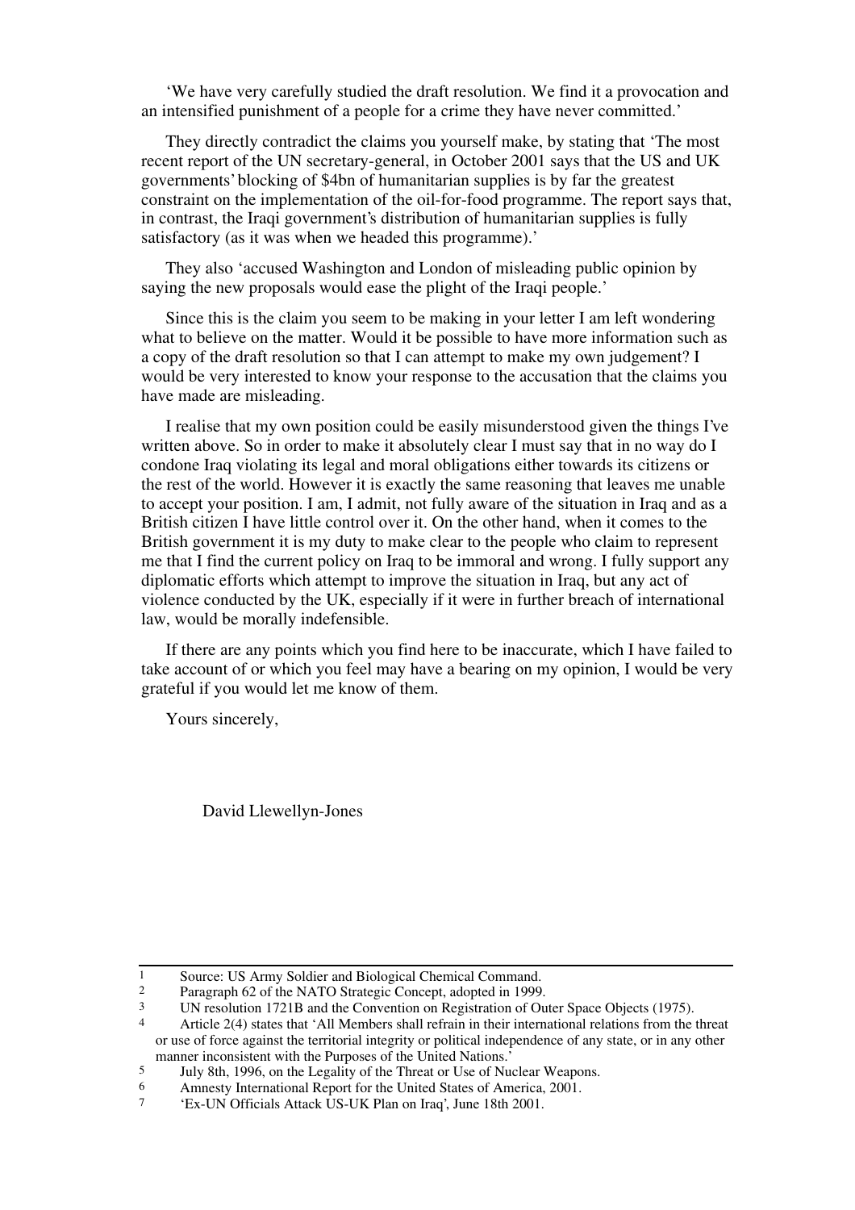'We have very carefully studied the draft resolution. We find it a provocation and an intensified punishment of a people for a crime they have never committed.'

They directly contradict the claims you yourself make, by stating that 'The most recent report of the UN secretary-general, in October 2001 says that the US and UK governments' blocking of $4bn of humanitarian supplies is by far the greatest constraint on the implementation of the oil-for-food programme. The report says that, in contrast, the Iraqi government's distribution of humanitarian supplies is fully satisfactory (as it was when we headed this programme).'

They also 'accused Washington and London of misleading public opinion by saying the new proposals would ease the plight of the Iraqi people.'

Since this is the claim you seem to be making in your letter I am left wondering what to believe on the matter. Would it be possible to have more information such as a copy of the draft resolution so that I can attempt to make my own judgement? I would be very interested to know your response to the accusation that the claims you have made are misleading.

I realise that my own position could be easily misunderstood given the things I've written above. So in order to make it absolutely clear I must say that in no way do I condone Iraq violating its legal and moral obligations either towards its citizens or the rest of the world. However it is exactly the same reasoning that leaves me unable to accept your position. I am, I admit, not fully aware of the situation in Iraq and as a British citizen I have little control over it. On the other hand, when it comes to the British government it is my duty to make clear to the people who claim to represent me that I find the current policy on Iraq to be immoral and wrong. I fully support any diplomatic efforts which attempt to improve the situation in Iraq, but any act of violence conducted by the UK, especially if it were in further breach of international law, would be morally indefensible.

If there are any points which you find here to be inaccurate, which I have failed to take account of or which you feel may have a bearing on my opinion, I would be very grateful if you would let me know of them.

Yours sincerely,

David Llewellyn-Jones

---

1 Source: US Army Soldier and Biological Chemical Command.

2 Paragraph 62 of the NATO Strategic Concept, adopted in 1999.

3 UN resolution 1721B and the Convention on Registration of Outer Space Objects (1975).

4 Article 2(4) states that 'All Members shall refrain in their international relations from the threat or use of force against the territorial integrity or political independence of any state, or in any other manner inconsistent with the Purposes of the United Nations.'

5 July 8th, 1996, on the Legality of the Threat or Use of Nuclear Weapons.

6 Amnesty International Report for the United States of America, 2001.

7 'Ex-UN Officials Attack US-UK Plan on Iraq', June 18th 2001.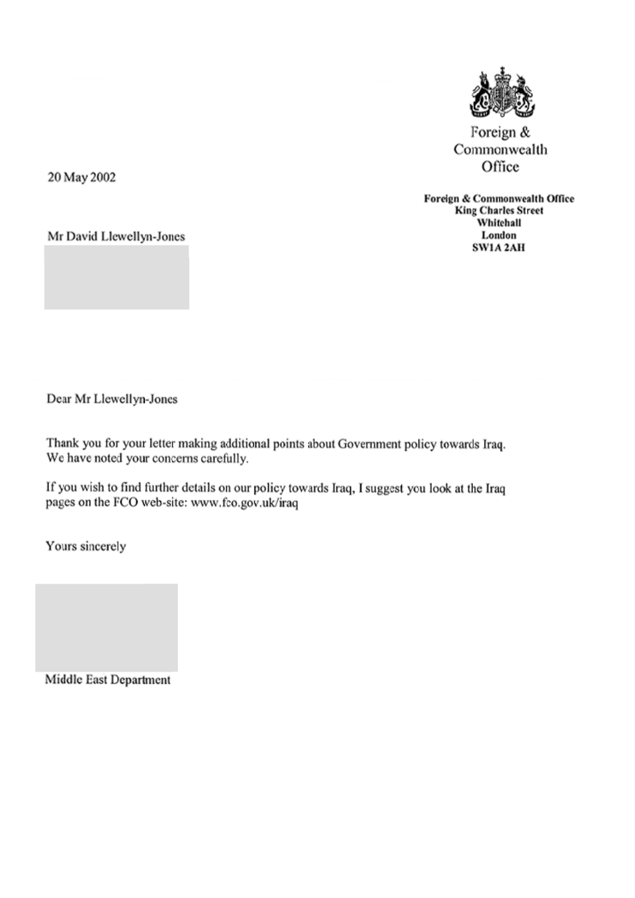Foreign & Commonwealth Office

**Foreign & Commonwealth Office**
**King Charles Street**
**Whitehall**
**London**
**SW1A 2AH**

20 May 2002

Mr David Llewellyn-Jones

Dear Mr Llewellyn-Jones

Thank you for your letter making additional points about Government policy towards Iraq. We have noted your concerns carefully.

If you wish to find further details on our policy towards Iraq, I suggest you look at the Iraq pages on the FCO web-site: www.fco.gov.uk/iraq

Yours sincerely

Middle East Department